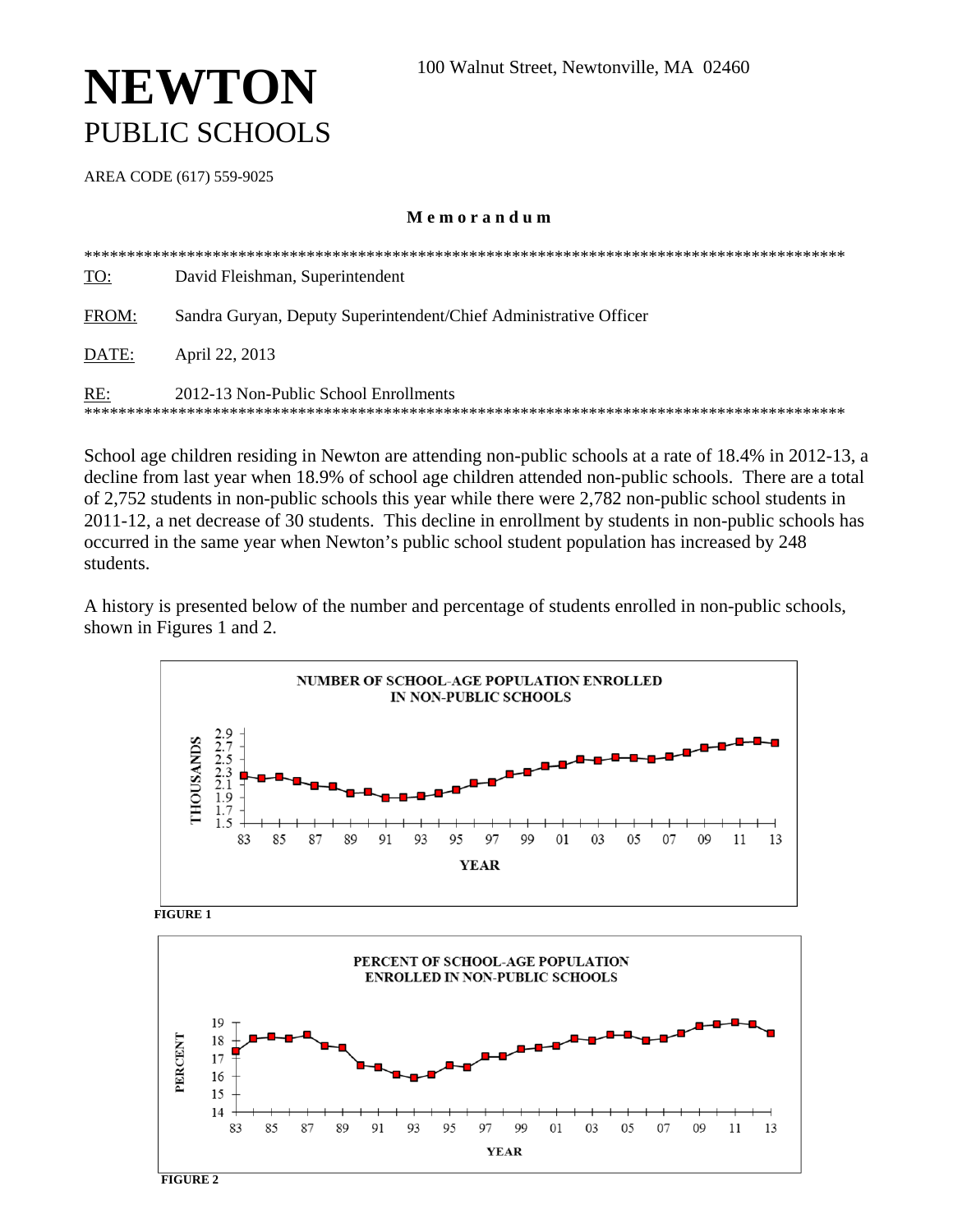# NEWTON
PUBLIC SCHOOLS

100 Walnut Street, Newtonville, MA 02460

AREA CODE (617) 559-9025

**M e m o r a n d u m**

******************************************************************************************

TO: David Fleishman, Superintendent

FROM: Sandra Guryan, Deputy Superintendent/Chief Administrative Officer

DATE: April 22, 2013

RE: 2012-13 Non-Public School Enrollments

******************************************************************************************

School age children residing in Newton are attending non-public schools at a rate of 18.4% in 2012-13, a decline from last year when 18.9% of school age children attended non-public schools. There are a total of 2,752 students in non-public schools this year while there were 2,782 non-public school students in 2011-12, a net decrease of 30 students. This decline in enrollment by students in non-public schools has occurred in the same year when Newton's public school student population has increased by 248 students.

A history is presented below of the number and percentage of students enrolled in non-public schools, shown in Figures 1 and 2.

**FIGURE 1**

**FIGURE 2**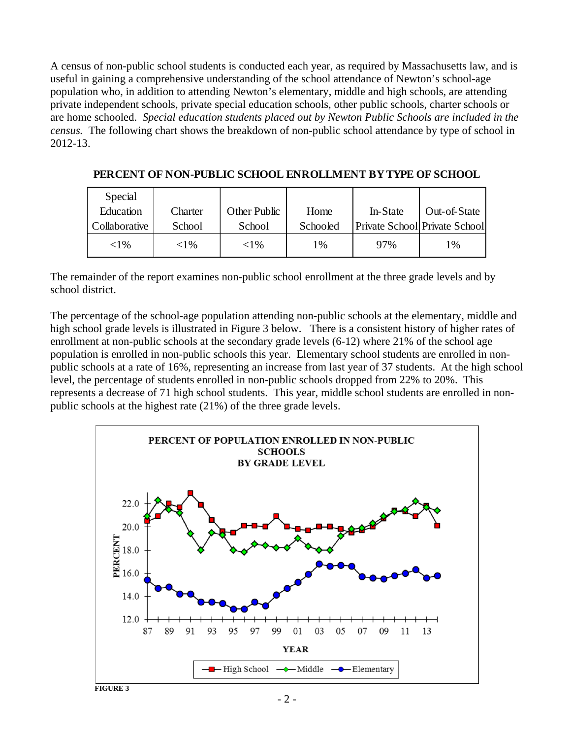A census of non-public school students is conducted each year, as required by Massachusetts law, and is useful in gaining a comprehensive understanding of the school attendance of Newton's school-age population who, in addition to attending Newton's elementary, middle and high schools, are attending private independent schools, private special education schools, other public schools, charter schools or are home schooled. *Special education students placed out by Newton Public Schools are included in the census.* The following chart shows the breakdown of non-public school attendance by type of school in 2012-13.

**PERCENT OF NON-PUBLIC SCHOOL ENROLLMENT BY TYPE OF SCHOOL**

| Special Education Collaborative | Charter School | Other Public School | Home Schooled | In-State Private School | Out-of-State Private School |
|---|---|---|---|---|---|
| <1% | <1% | <1% | 1% | 97% | 1% |

The remainder of the report examines non-public school enrollment at the three grade levels and by school district.

The percentage of the school-age population attending non-public schools at the elementary, middle and high school grade levels is illustrated in Figure 3 below. There is a consistent history of higher rates of enrollment at non-public schools at the secondary grade levels (6-12) where 21% of the school age population is enrolled in non-public schools this year. Elementary school students are enrolled in non-public schools at a rate of 16%, representing an increase from last year of 37 students. At the high school level, the percentage of students enrolled in non-public schools dropped from 22% to 20%. This represents a decrease of 71 high school students. This year, middle school students are enrolled in non-public schools at the highest rate (21%) of the three grade levels.

**PERCENT OF POPULATION ENROLLED IN NON-PUBLIC SCHOOLS BY GRADE LEVEL**

**FIGURE 3**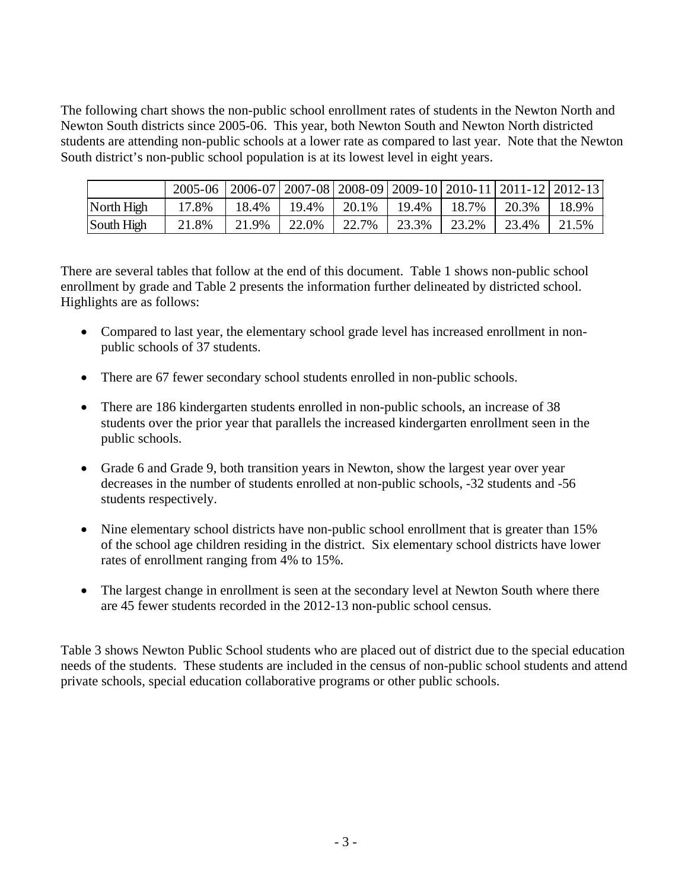The following chart shows the non-public school enrollment rates of students in the Newton North and Newton South districts since 2005-06. This year, both Newton South and Newton North districted students are attending non-public schools at a lower rate as compared to last year. Note that the Newton South district's non-public school population is at its lowest level in eight years.

| | 2005-06 | 2006-07 | 2007-08 | 2008-09 | 2009-10 | 2010-11 | 2011-12 | 2012-13 |
|---|---|---|---|---|---|---|---|---|
| North High | 17.8% | 18.4% | 19.4% | 20.1% | 19.4% | 18.7% | 20.3% | 18.9% |
| South High | 21.8% | 21.9% | 22.0% | 22.7% | 23.3% | 23.2% | 23.4% | 21.5% |

There are several tables that follow at the end of this document. Table 1 shows non-public school enrollment by grade and Table 2 presents the information further delineated by districted school. Highlights are as follows:

- Compared to last year, the elementary school grade level has increased enrollment in non-public schools of 37 students.
- There are 67 fewer secondary school students enrolled in non-public schools.
- There are 186 kindergarten students enrolled in non-public schools, an increase of 38 students over the prior year that parallels the increased kindergarten enrollment seen in the public schools.
- Grade 6 and Grade 9, both transition years in Newton, show the largest year over year decreases in the number of students enrolled at non-public schools, -32 students and -56 students respectively.
- Nine elementary school districts have non-public school enrollment that is greater than 15% of the school age children residing in the district. Six elementary school districts have lower rates of enrollment ranging from 4% to 15%.
- The largest change in enrollment is seen at the secondary level at Newton South where there are 45 fewer students recorded in the 2012-13 non-public school census.

Table 3 shows Newton Public School students who are placed out of district due to the special education needs of the students. These students are included in the census of non-public school students and attend private schools, special education collaborative programs or other public schools.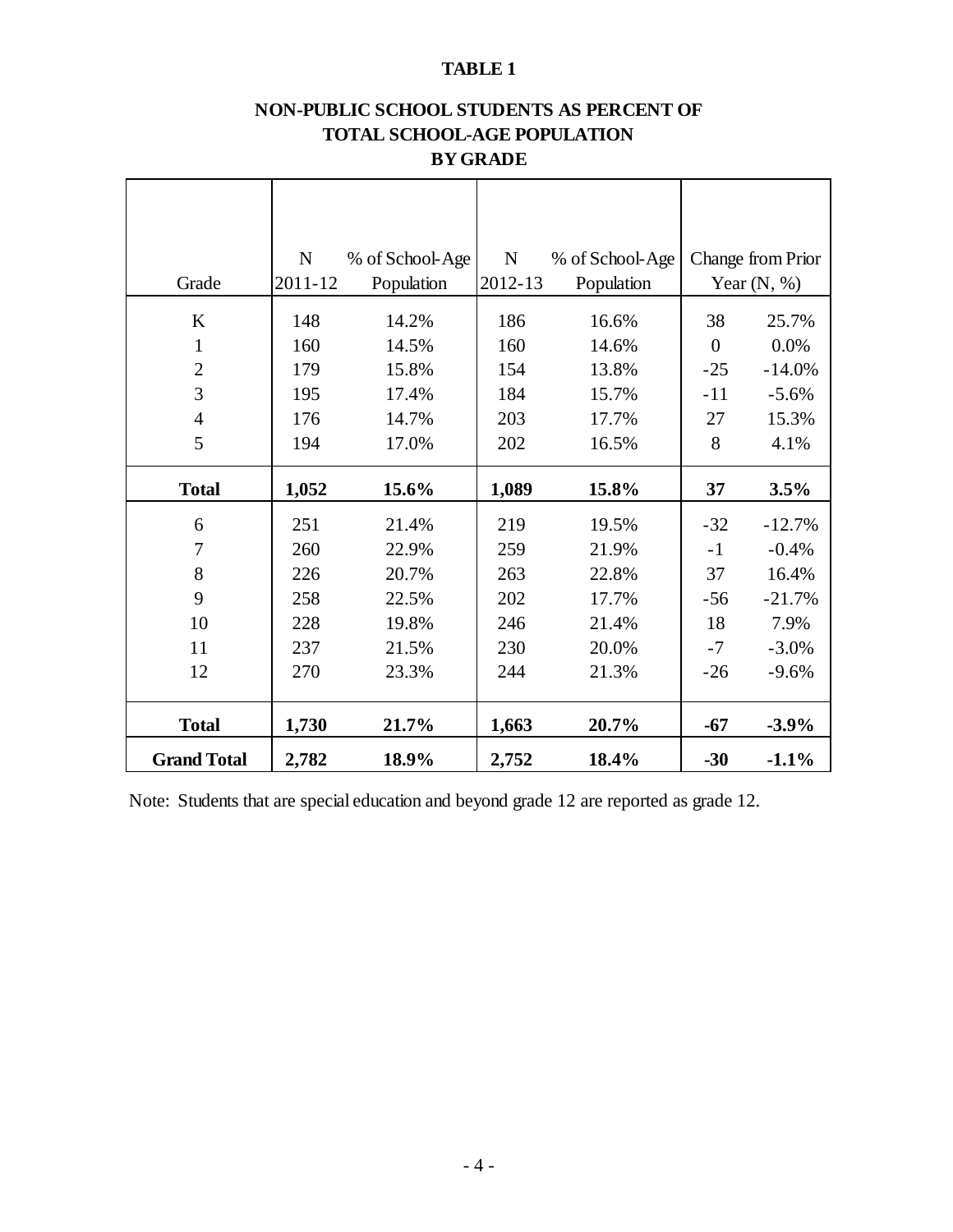**TABLE 1**

**NON-PUBLIC SCHOOL STUDENTS AS PERCENT OF TOTAL SCHOOL-AGE POPULATION BY GRADE**

| Grade | N 2011-12 | % of School-Age Population | N 2012-13 | % of School-Age Population | Change from Prior Year (N, %) | |
|---|---|---|---|---|---|---|
| K | 148 | 14.2% | 186 | 16.6% | 38 | 25.7% |
| 1 | 160 | 14.5% | 160 | 14.6% | 0 | 0.0% |
| 2 | 179 | 15.8% | 154 | 13.8% | -25 | -14.0% |
| 3 | 195 | 17.4% | 184 | 15.7% | -11 | -5.6% |
| 4 | 176 | 14.7% | 203 | 17.7% | 27 | 15.3% |
| 5 | 194 | 17.0% | 202 | 16.5% | 8 | 4.1% |
| **Total** | **1,052** | **15.6%** | **1,089** | **15.8%** | **37** | **3.5%** |
| 6 | 251 | 21.4% | 219 | 19.5% | -32 | -12.7% |
| 7 | 260 | 22.9% | 259 | 21.9% | -1 | -0.4% |
| 8 | 226 | 20.7% | 263 | 22.8% | 37 | 16.4% |
| 9 | 258 | 22.5% | 202 | 17.7% | -56 | -21.7% |
| 10 | 228 | 19.8% | 246 | 21.4% | 18 | 7.9% |
| 11 | 237 | 21.5% | 230 | 20.0% | -7 | -3.0% |
| 12 | 270 | 23.3% | 244 | 21.3% | -26 | -9.6% |
| **Total** | **1,730** | **21.7%** | **1,663** | **20.7%** | **-67** | **-3.9%** |
| **Grand Total** | **2,782** | **18.9%** | **2,752** | **18.4%** | **-30** | **-1.1%** |

Note: Students that are special education and beyond grade 12 are reported as grade 12.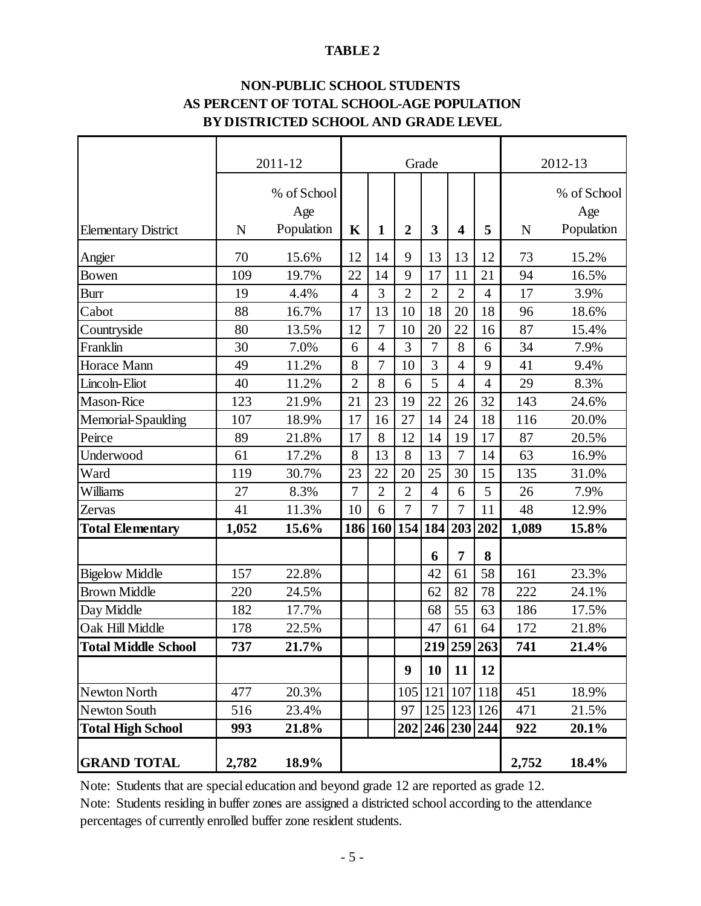**TABLE 2**

**NON-PUBLIC SCHOOL STUDENTS AS PERCENT OF TOTAL SCHOOL-AGE POPULATION BY DISTRICTED SCHOOL AND GRADE LEVEL**

| | 2011-12 | | Grade | | | | | | 2012-13 | |
|---|---|---|---|---|---|---|---|---|---|---|
| Elementary District | N | % of School Age Population | **K** | **1** | **2** | **3** | **4** | **5** | N | % of School Age Population |
| Angier | 70 | 15.6% | 12 | 14 | 9 | 13 | 13 | 12 | 73 | 15.2% |
| Bowen | 109 | 19.7% | 22 | 14 | 9 | 17 | 11 | 21 | 94 | 16.5% |
| Burr | 19 | 4.4% | 4 | 3 | 2 | 2 | 2 | 4 | 17 | 3.9% |
| Cabot | 88 | 16.7% | 17 | 13 | 10 | 18 | 20 | 18 | 96 | 18.6% |
| Countryside | 80 | 13.5% | 12 | 7 | 10 | 20 | 22 | 16 | 87 | 15.4% |
| Franklin | 30 | 7.0% | 6 | 4 | 3 | 7 | 8 | 6 | 34 | 7.9% |
| Horace Mann | 49 | 11.2% | 8 | 7 | 10 | 3 | 4 | 9 | 41 | 9.4% |
| Lincoln-Eliot | 40 | 11.2% | 2 | 8 | 6 | 5 | 4 | 4 | 29 | 8.3% |
| Mason-Rice | 123 | 21.9% | 21 | 23 | 19 | 22 | 26 | 32 | 143 | 24.6% |
| Memorial-Spaulding | 107 | 18.9% | 17 | 16 | 27 | 14 | 24 | 18 | 116 | 20.0% |
| Peirce | 89 | 21.8% | 17 | 8 | 12 | 14 | 19 | 17 | 87 | 20.5% |
| Underwood | 61 | 17.2% | 8 | 13 | 8 | 13 | 7 | 14 | 63 | 16.9% |
| Ward | 119 | 30.7% | 23 | 22 | 20 | 25 | 30 | 15 | 135 | 31.0% |
| Williams | 27 | 8.3% | 7 | 2 | 2 | 4 | 6 | 5 | 26 | 7.9% |
| Zervas | 41 | 11.3% | 10 | 6 | 7 | 7 | 7 | 11 | 48 | 12.9% |
| **Total Elementary** | **1,052** | **15.6%** | **186** | **160** | **154** | **184** | **203** | **202** | **1,089** | **15.8%** |
| | | | | | | **6** | **7** | **8** | | |
| Bigelow Middle | 157 | 22.8% | | | | 42 | 61 | 58 | 161 | 23.3% |
| Brown Middle | 220 | 24.5% | | | | 62 | 82 | 78 | 222 | 24.1% |
| Day Middle | 182 | 17.7% | | | | 68 | 55 | 63 | 186 | 17.5% |
| Oak Hill Middle | 178 | 22.5% | | | | 47 | 61 | 64 | 172 | 21.8% |
| **Total Middle School** | **737** | **21.7%** | | | | **219** | **259** | **263** | **741** | **21.4%** |
| | | | | | **9** | **10** | **11** | **12** | | |
| Newton North | 477 | 20.3% | | | 105 | 121 | 107 | 118 | 451 | 18.9% |
| Newton South | 516 | 23.4% | | | 97 | 125 | 123 | 126 | 471 | 21.5% |
| **Total High School** | **993** | **21.8%** | | | **202** | **246** | **230** | **244** | **922** | **20.1%** |
| **GRAND TOTAL** | **2,782** | **18.9%** | | | | | | | **2,752** | **18.4%** |

Note: Students that are special education and beyond grade 12 are reported as grade 12.

Note: Students residing in buffer zones are assigned a districted school according to the attendance percentages of currently enrolled buffer zone resident students.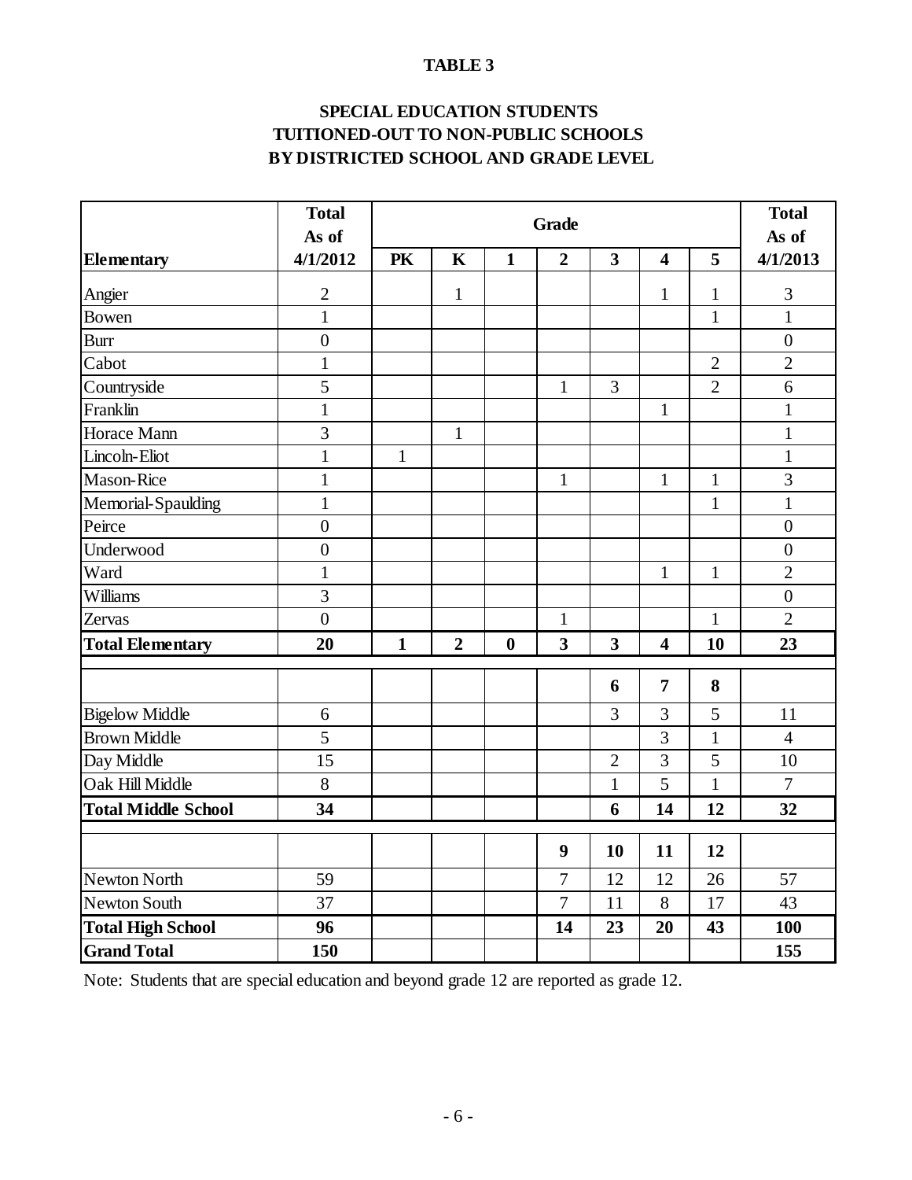**TABLE 3**

**SPECIAL EDUCATION STUDENTS**
**TUITIONED-OUT TO NON-PUBLIC SCHOOLS**
**BY DISTRICTED SCHOOL AND GRADE LEVEL**

| | Total As of | Grade | | | | | | | Total As of |
|---|---|---|---|---|---|---|---|---|---|
| **Elementary** | **4/1/2012** | **PK** | **K** | **1** | **2** | **3** | **4** | **5** | **4/1/2013** |
| Angier | 2 | | 1 | | | | 1 | 1 | 3 |
| Bowen | 1 | | | | | | | 1 | 1 |
| Burr | 0 | | | | | | | | 0 |
| Cabot | 1 | | | | | | | 2 | 2 |
| Countryside | 5 | | | | 1 | 3 | | 2 | 6 |
| Franklin | 1 | | | | | | 1 | | 1 |
| Horace Mann | 3 | | 1 | | | | | | 1 |
| Lincoln-Eliot | 1 | 1 | | | | | | | 1 |
| Mason-Rice | 1 | | | | 1 | | 1 | 1 | 3 |
| Memorial-Spaulding | 1 | | | | | | | 1 | 1 |
| Peirce | 0 | | | | | | | | 0 |
| Underwood | 0 | | | | | | | | 0 |
| Ward | 1 | | | | | | 1 | 1 | 2 |
| Williams | 3 | | | | | | | | 0 |
| Zervas | 0 | | | | 1 | | | 1 | 2 |
| **Total Elementary** | **20** | **1** | **2** | **0** | **3** | **3** | **4** | **10** | **23** |
| | | | | | | **6** | **7** | **8** | |
| Bigelow Middle | 6 | | | | | 3 | 3 | 5 | 11 |
| Brown Middle | 5 | | | | | | 3 | 1 | 4 |
| Day Middle | 15 | | | | | 2 | 3 | 5 | 10 |
| Oak Hill Middle | 8 | | | | | 1 | 5 | 1 | 7 |
| **Total Middle School** | **34** | | | | | **6** | **14** | **12** | **32** |
| | | | | | **9** | **10** | **11** | **12** | |
| Newton North | 59 | | | | 7 | 12 | 12 | 26 | 57 |
| Newton South | 37 | | | | 7 | 11 | 8 | 17 | 43 |
| **Total High School** | **96** | | | | **14** | **23** | **20** | **43** | **100** |
| **Grand Total** | **150** | | | | | | | | **155** |

Note: Students that are special education and beyond grade 12 are reported as grade 12.